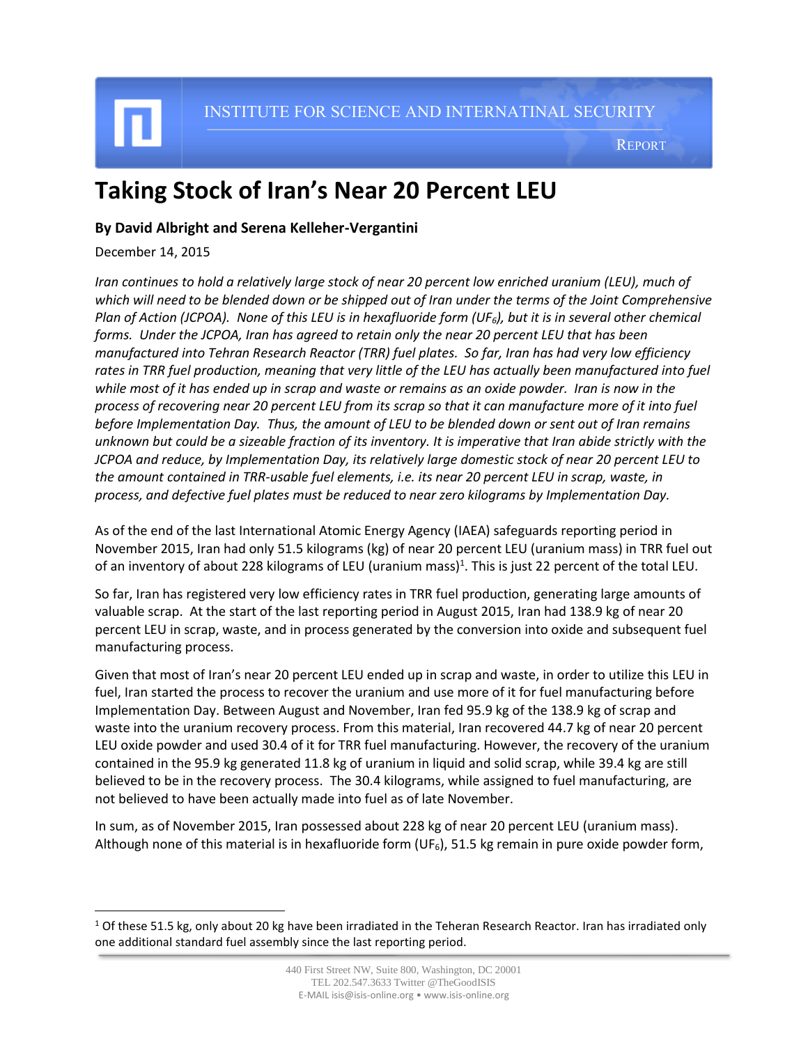INSTITUTE FOR SCIENCE AND INTERNATINAL SECURITY

REPORT

# Taking Stock of Iran's Near 20 Percent LEU

**By David Albright and Serena Kelleher-Vergantini**

December 14, 2015

*Iran continues to hold a relatively large stock of near 20 percent low enriched uranium (LEU), much of which will need to be blended down or be shipped out of Iran under the terms of the Joint Comprehensive Plan of Action (JCPOA). None of this LEU is in hexafluoride form ($UF_6$), but it is in several other chemical forms. Under the JCPOA, Iran has agreed to retain only the near 20 percent LEU that has been manufactured into Tehran Research Reactor (TRR) fuel plates. So far, Iran has had very low efficiency rates in TRR fuel production, meaning that very little of the LEU has actually been manufactured into fuel while most of it has ended up in scrap and waste or remains as an oxide powder. Iran is now in the process of recovering near 20 percent LEU from its scrap so that it can manufacture more of it into fuel before Implementation Day. Thus, the amount of LEU to be blended down or sent out of Iran remains unknown but could be a sizeable fraction of its inventory. It is imperative that Iran abide strictly with the JCPOA and reduce, by Implementation Day, its relatively large domestic stock of near 20 percent LEU to the amount contained in TRR-usable fuel elements, i.e. its near 20 percent LEU in scrap, waste, in process, and defective fuel plates must be reduced to near zero kilograms by Implementation Day.*

As of the end of the last International Atomic Energy Agency (IAEA) safeguards reporting period in November 2015, Iran had only 51.5 kilograms (kg) of near 20 percent LEU (uranium mass) in TRR fuel out of an inventory of about 228 kilograms of LEU (uranium mass)[1]. This is just 22 percent of the total LEU.

So far, Iran has registered very low efficiency rates in TRR fuel production, generating large amounts of valuable scrap. At the start of the last reporting period in August 2015, Iran had 138.9 kg of near 20 percent LEU in scrap, waste, and in process generated by the conversion into oxide and subsequent fuel manufacturing process.

Given that most of Iran's near 20 percent LEU ended up in scrap and waste, in order to utilize this LEU in fuel, Iran started the process to recover the uranium and use more of it for fuel manufacturing before Implementation Day. Between August and November, Iran fed 95.9 kg of the 138.9 kg of scrap and waste into the uranium recovery process. From this material, Iran recovered 44.7 kg of near 20 percent LEU oxide powder and used 30.4 of it for TRR fuel manufacturing. However, the recovery of the uranium contained in the 95.9 kg generated 11.8 kg of uranium in liquid and solid scrap, while 39.4 kg are still believed to be in the recovery process. The 30.4 kilograms, while assigned to fuel manufacturing, are not believed to have been actually made into fuel as of late November.

In sum, as of November 2015, Iran possessed about 228 kg of near 20 percent LEU (uranium mass). Although none of this material is in hexafluoride form ($UF_6$), 51.5 kg remain in pure oxide powder form,

[1] Of these 51.5 kg, only about 20 kg have been irradiated in the Teheran Research Reactor. Iran has irradiated only one additional standard fuel assembly since the last reporting period.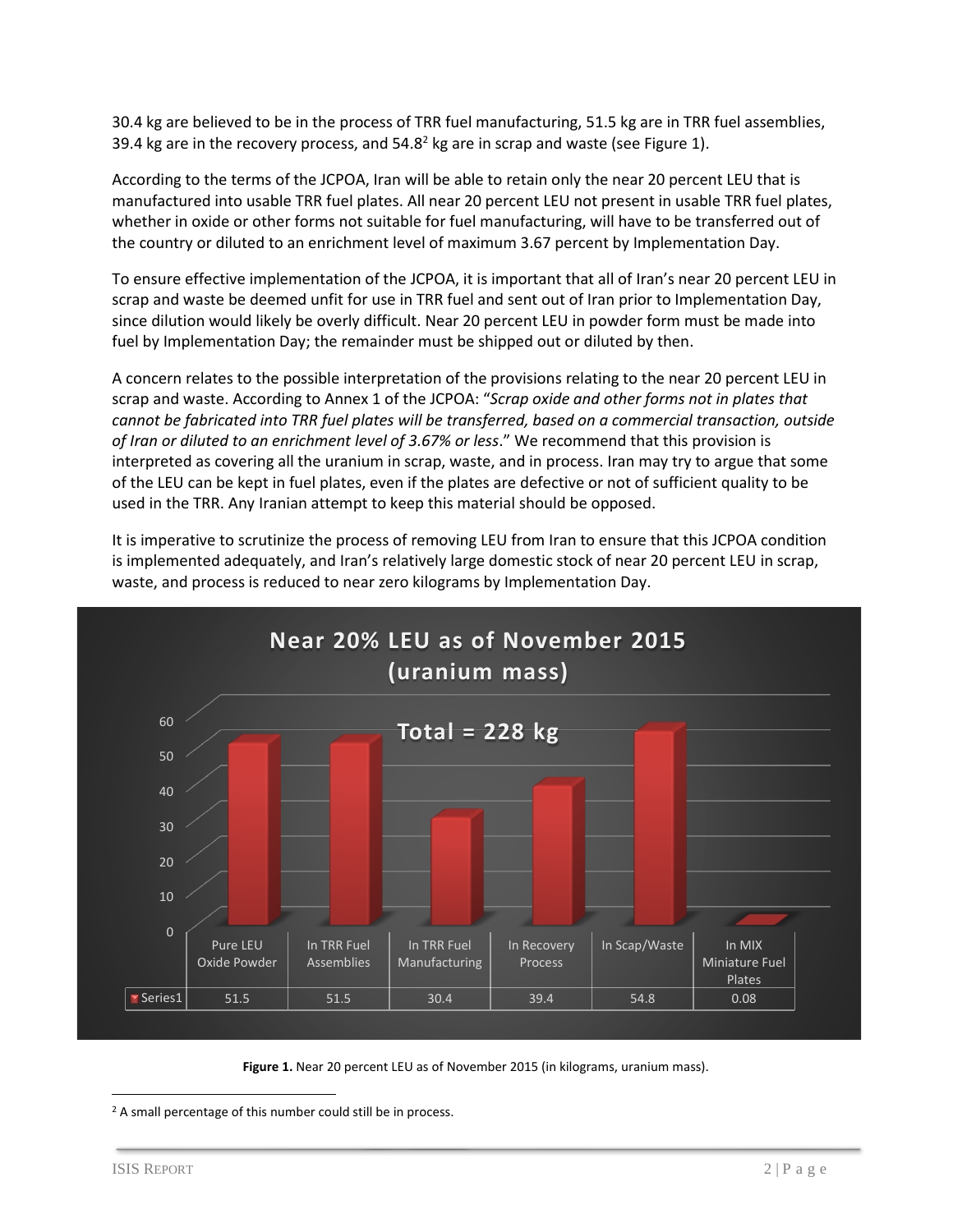30.4 kg are believed to be in the process of TRR fuel manufacturing, 51.5 kg are in TRR fuel assemblies, 39.4 kg are in the recovery process, and 54.8[2] kg are in scrap and waste (see Figure 1).

According to the terms of the JCPOA, Iran will be able to retain only the near 20 percent LEU that is manufactured into usable TRR fuel plates. All near 20 percent LEU not present in usable TRR fuel plates, whether in oxide or other forms not suitable for fuel manufacturing, will have to be transferred out of the country or diluted to an enrichment level of maximum 3.67 percent by Implementation Day.

To ensure effective implementation of the JCPOA, it is important that all of Iran's near 20 percent LEU in scrap and waste be deemed unfit for use in TRR fuel and sent out of Iran prior to Implementation Day, since dilution would likely be overly difficult. Near 20 percent LEU in powder form must be made into fuel by Implementation Day; the remainder must be shipped out or diluted by then.

A concern relates to the possible interpretation of the provisions relating to the near 20 percent LEU in scrap and waste. According to Annex 1 of the JCPOA: "*Scrap oxide and other forms not in plates that cannot be fabricated into TRR fuel plates will be transferred, based on a commercial transaction, outside of Iran or diluted to an enrichment level of 3.67% or less*." We recommend that this provision is interpreted as covering all the uranium in scrap, waste, and in process. Iran may try to argue that some of the LEU can be kept in fuel plates, even if the plates are defective or not of sufficient quality to be used in the TRR. Any Iranian attempt to keep this material should be opposed.

It is imperative to scrutinize the process of removing LEU from Iran to ensure that this JCPOA condition is implemented adequately, and Iran's relatively large domestic stock of near 20 percent LEU in scrap, waste, and process is reduced to near zero kilograms by Implementation Day.

Near 20% LEU as of November 2015 (uranium mass)

Total = 228 kg

60, 50, 40, 30, 20, 10, 0

Series1

Pure LEU Oxide Powder: 51.5
In TRR Fuel Assemblies: 51.5
In TRR Fuel Manufacturing: 30.4
In Recovery Process: 39.4
In Scap/Waste: 54.8
In MIX Miniature Fuel Plates: 0.08

**Figure 1.** Near 20 percent LEU as of November 2015 (in kilograms, uranium mass).

[2] A small percentage of this number could still be in process.